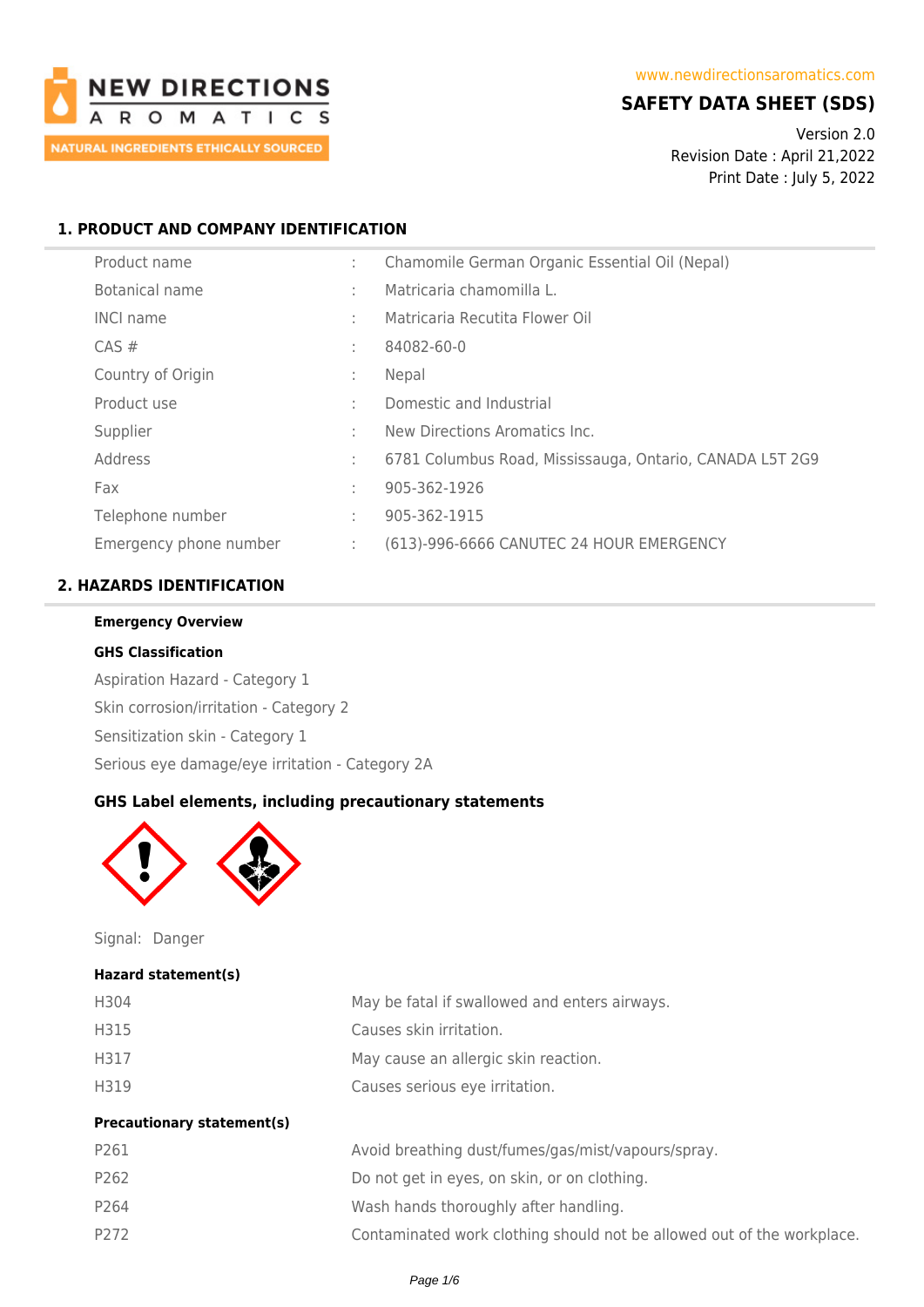NEW DIRECTIONS AROMATICS
NATURAL INGREDIENTS ETHICALLY SOURCED

www.newdirectionsaromatics.com

# SAFETY DATA SHEET (SDS)

Version 2.0
Revision Date : April 21,2022
Print Date : July 5, 2022

## 1. PRODUCT AND COMPANY IDENTIFICATION

| | | |
|---|---|---|
| Product name | : | Chamomile German Organic Essential Oil (Nepal) |
| Botanical name | : | Matricaria chamomilla L. |
| INCI name | : | Matricaria Recutita Flower Oil |
| CAS # | : | 84082-60-0 |
| Country of Origin | : | Nepal |
| Product use | : | Domestic and Industrial |
| Supplier | : | New Directions Aromatics Inc. |
| Address | : | 6781 Columbus Road, Mississauga, Ontario, CANADA L5T 2G9 |
| Fax | : | 905-362-1926 |
| Telephone number | : | 905-362-1915 |
| Emergency phone number | : | (613)-996-6666 CANUTEC 24 HOUR EMERGENCY |

## 2. HAZARDS IDENTIFICATION

**Emergency Overview**

**GHS Classification**

Aspiration Hazard - Category 1

Skin corrosion/irritation - Category 2

Sensitization skin - Category 1

Serious eye damage/eye irritation - Category 2A

**GHS Label elements, including precautionary statements**

Signal: Danger

**Hazard statement(s)**

| | |
|---|---|
| H304 | May be fatal if swallowed and enters airways. |
| H315 | Causes skin irritation. |
| H317 | May cause an allergic skin reaction. |
| H319 | Causes serious eye irritation. |

**Precautionary statement(s)**

| | |
|---|---|
| P261 | Avoid breathing dust/fumes/gas/mist/vapours/spray. |
| P262 | Do not get in eyes, on skin, or on clothing. |
| P264 | Wash hands thoroughly after handling. |
| P272 | Contaminated work clothing should not be allowed out of the workplace. |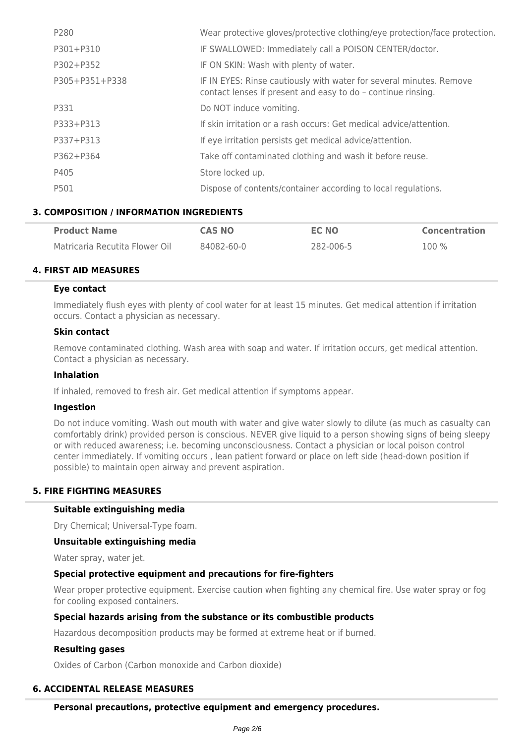| | |
|---|---|
| P280 | Wear protective gloves/protective clothing/eye protection/face protection. |
| P301+P310 | IF SWALLOWED: Immediately call a POISON CENTER/doctor. |
| P302+P352 | IF ON SKIN: Wash with plenty of water. |
| P305+P351+P338 | IF IN EYES: Rinse cautiously with water for several minutes. Remove contact lenses if present and easy to do – continue rinsing. |
| P331 | Do NOT induce vomiting. |
| P333+P313 | If skin irritation or a rash occurs: Get medical advice/attention. |
| P337+P313 | If eye irritation persists get medical advice/attention. |
| P362+P364 | Take off contaminated clothing and wash it before reuse. |
| P405 | Store locked up. |
| P501 | Dispose of contents/container according to local regulations. |

## 3. COMPOSITION / INFORMATION INGREDIENTS

| Product Name | CAS NO | EC NO | Concentration |
|---|---|---|---|
| Matricaria Recutita Flower Oil | 84082-60-0 | 282-006-5 | 100 % |

## 4. FIRST AID MEASURES

### Eye contact

Immediately flush eyes with plenty of cool water for at least 15 minutes. Get medical attention if irritation occurs. Contact a physician as necessary.

### Skin contact

Remove contaminated clothing. Wash area with soap and water. If irritation occurs, get medical attention. Contact a physician as necessary.

### Inhalation

If inhaled, removed to fresh air. Get medical attention if symptoms appear.

### Ingestion

Do not induce vomiting. Wash out mouth with water and give water slowly to dilute (as much as casualty can comfortably drink) provided person is conscious. NEVER give liquid to a person showing signs of being sleepy or with reduced awareness; i.e. becoming unconsciousness. Contact a physician or local poison control center immediately. If vomiting occurs , lean patient forward or place on left side (head-down position if possible) to maintain open airway and prevent aspiration.

## 5. FIRE FIGHTING MEASURES

### Suitable extinguishing media

Dry Chemical; Universal-Type foam.

### Unsuitable extinguishing media

Water spray, water jet.

### Special protective equipment and precautions for fire-fighters

Wear proper protective equipment. Exercise caution when fighting any chemical fire. Use water spray or fog for cooling exposed containers.

### Special hazards arising from the substance or its combustible products

Hazardous decomposition products may be formed at extreme heat or if burned.

### Resulting gases

Oxides of Carbon (Carbon monoxide and Carbon dioxide)

## 6. ACCIDENTAL RELEASE MEASURES

### Personal precautions, protective equipment and emergency procedures.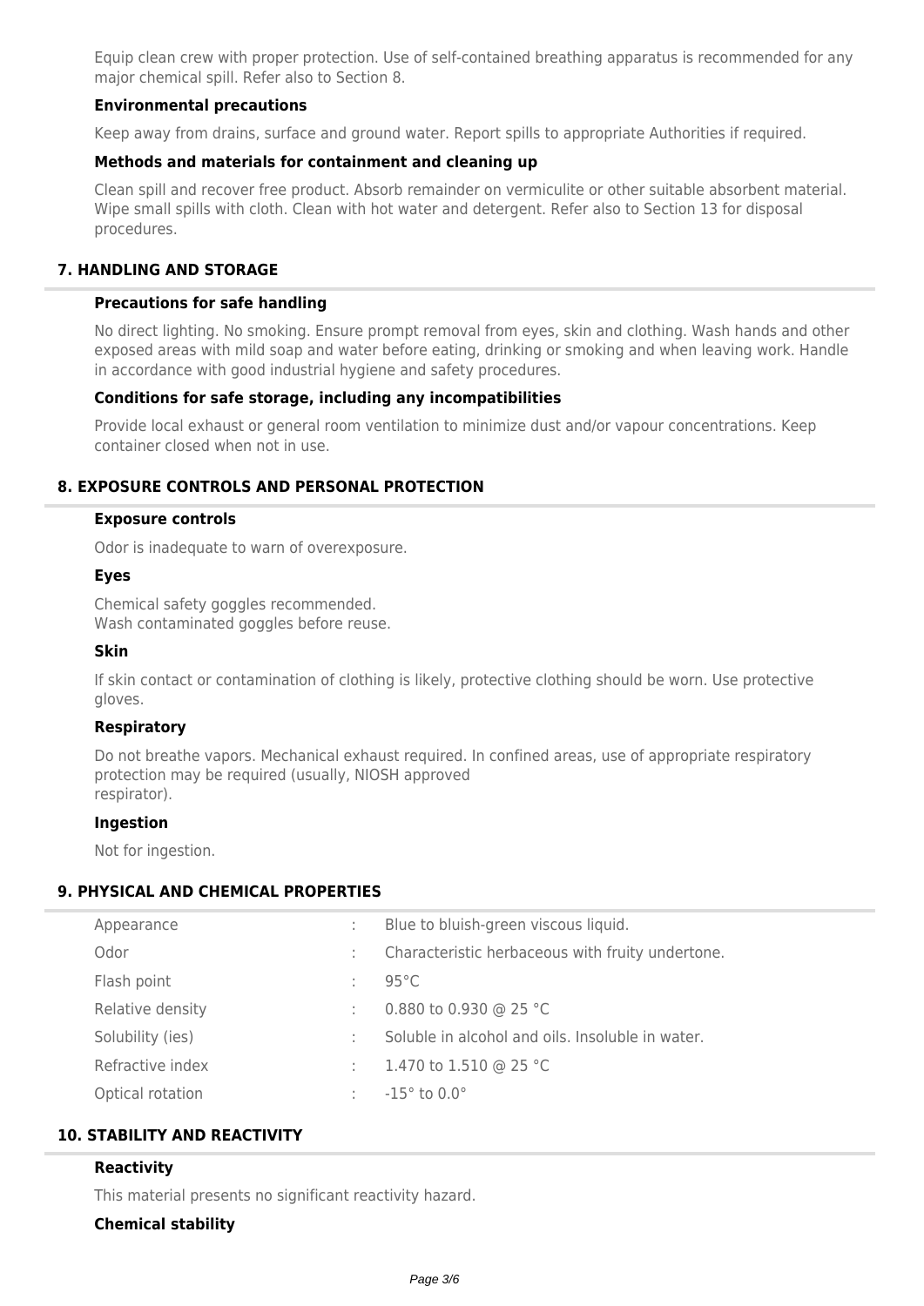Equip clean crew with proper protection. Use of self-contained breathing apparatus is recommended for any major chemical spill. Refer also to Section 8.

### Environmental precautions

Keep away from drains, surface and ground water. Report spills to appropriate Authorities if required.

### Methods and materials for containment and cleaning up

Clean spill and recover free product. Absorb remainder on vermiculite or other suitable absorbent material. Wipe small spills with cloth. Clean with hot water and detergent. Refer also to Section 13 for disposal procedures.

## 7. HANDLING AND STORAGE

### Precautions for safe handling

No direct lighting. No smoking. Ensure prompt removal from eyes, skin and clothing. Wash hands and other exposed areas with mild soap and water before eating, drinking or smoking and when leaving work. Handle in accordance with good industrial hygiene and safety procedures.

### Conditions for safe storage, including any incompatibilities

Provide local exhaust or general room ventilation to minimize dust and/or vapour concentrations. Keep container closed when not in use.

## 8. EXPOSURE CONTROLS AND PERSONAL PROTECTION

### Exposure controls

Odor is inadequate to warn of overexposure.

### Eyes

Chemical safety goggles recommended.
Wash contaminated goggles before reuse.

### Skin

If skin contact or contamination of clothing is likely, protective clothing should be worn. Use protective gloves.

### Respiratory

Do not breathe vapors. Mechanical exhaust required. In confined areas, use of appropriate respiratory protection may be required (usually, NIOSH approved respirator).

### Ingestion

Not for ingestion.

## 9. PHYSICAL AND CHEMICAL PROPERTIES

| | | |
|---|---|---|
| Appearance | : | Blue to bluish-green viscous liquid. |
| Odor | : | Characteristic herbaceous with fruity undertone. |
| Flash point | : | 95°C |
| Relative density | : | 0.880 to 0.930 @ 25 °C |
| Solubility (ies) | : | Soluble in alcohol and oils. Insoluble in water. |
| Refractive index | : | 1.470 to 1.510 @ 25 °C |
| Optical rotation | : | -15° to 0.0° |

## 10. STABILITY AND REACTIVITY

### Reactivity

This material presents no significant reactivity hazard.

### Chemical stability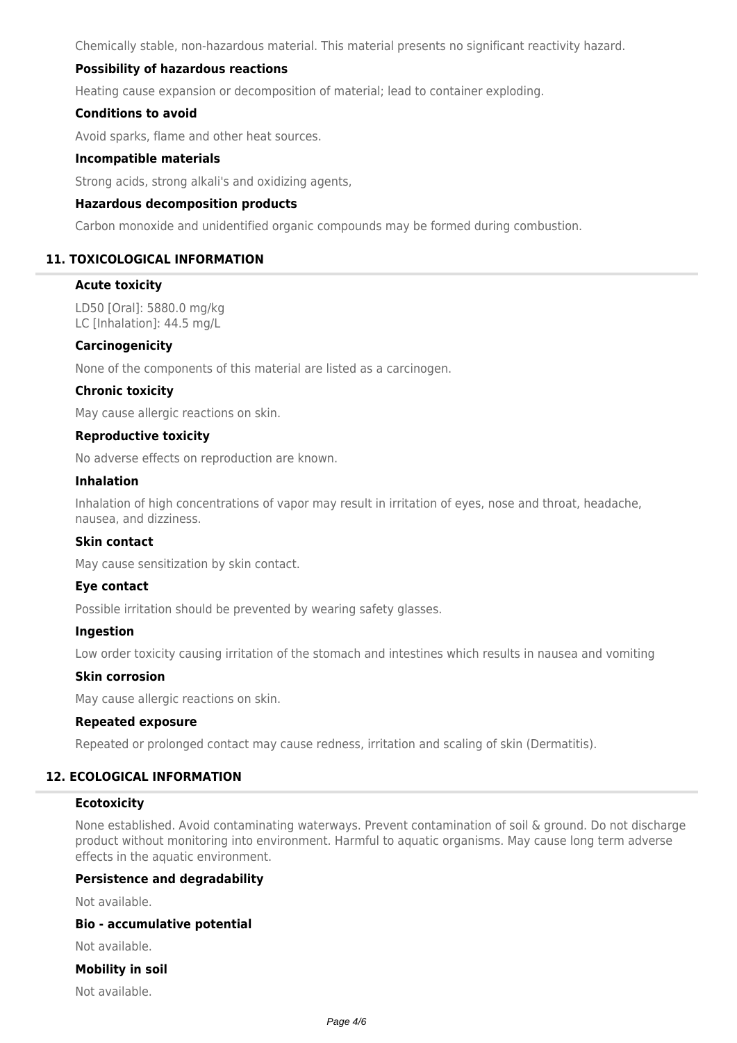Chemically stable, non-hazardous material. This material presents no significant reactivity hazard.

### Possibility of hazardous reactions

Heating cause expansion or decomposition of material; lead to container exploding.

### Conditions to avoid

Avoid sparks, flame and other heat sources.

### Incompatible materials

Strong acids, strong alkali's and oxidizing agents,

### Hazardous decomposition products

Carbon monoxide and unidentified organic compounds may be formed during combustion.

## 11. TOXICOLOGICAL INFORMATION

### Acute toxicity

LD50 [Oral]: 5880.0 mg/kg
LC [Inhalation]: 44.5 mg/L

### Carcinogenicity

None of the components of this material are listed as a carcinogen.

### Chronic toxicity

May cause allergic reactions on skin.

### Reproductive toxicity

No adverse effects on reproduction are known.

### Inhalation

Inhalation of high concentrations of vapor may result in irritation of eyes, nose and throat, headache, nausea, and dizziness.

### Skin contact

May cause sensitization by skin contact.

### Eye contact

Possible irritation should be prevented by wearing safety glasses.

### Ingestion

Low order toxicity causing irritation of the stomach and intestines which results in nausea and vomiting

### Skin corrosion

May cause allergic reactions on skin.

### Repeated exposure

Repeated or prolonged contact may cause redness, irritation and scaling of skin (Dermatitis).

## 12. ECOLOGICAL INFORMATION

### Ecotoxicity

None established. Avoid contaminating waterways. Prevent contamination of soil & ground. Do not discharge product without monitoring into environment. Harmful to aquatic organisms. May cause long term adverse effects in the aquatic environment.

### Persistence and degradability

Not available.

### Bio - accumulative potential

Not available.

### Mobility in soil

Not available.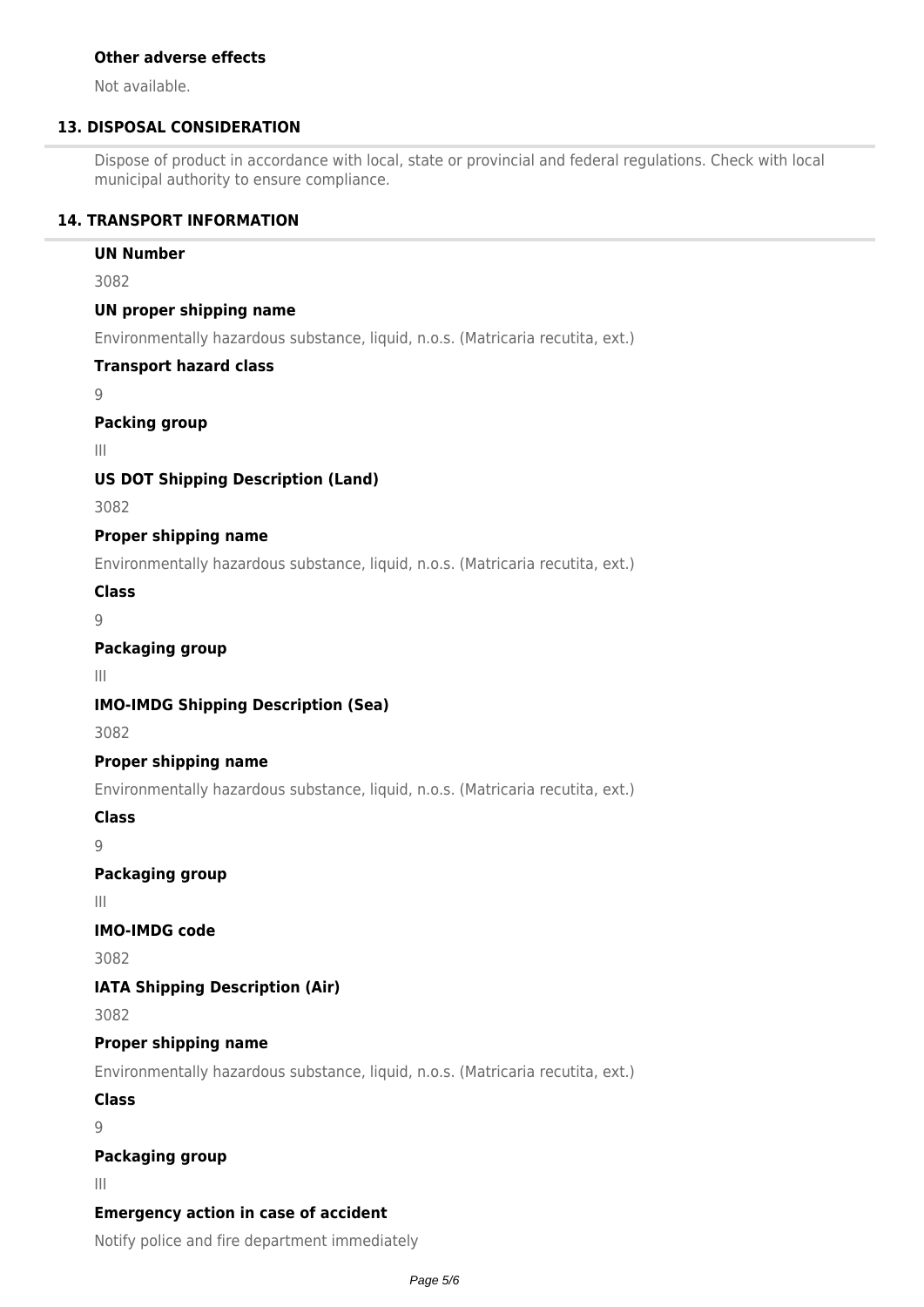#### Other adverse effects

Not available.

### 13. DISPOSAL CONSIDERATION

Dispose of product in accordance with local, state or provincial and federal regulations. Check with local municipal authority to ensure compliance.

### 14. TRANSPORT INFORMATION

#### UN Number

3082

#### UN proper shipping name

Environmentally hazardous substance, liquid, n.o.s. (Matricaria recutita, ext.)

#### Transport hazard class

9

#### Packing group

III

#### US DOT Shipping Description (Land)

3082

#### Proper shipping name

Environmentally hazardous substance, liquid, n.o.s. (Matricaria recutita, ext.)

#### Class

9

#### Packaging group

III

#### IMO-IMDG Shipping Description (Sea)

3082

#### Proper shipping name

Environmentally hazardous substance, liquid, n.o.s. (Matricaria recutita, ext.)

#### Class

9

#### Packaging group

III

#### IMO-IMDG code

3082

#### IATA Shipping Description (Air)

3082

#### Proper shipping name

Environmentally hazardous substance, liquid, n.o.s. (Matricaria recutita, ext.)

#### Class

9

#### Packaging group

III

#### Emergency action in case of accident

Notify police and fire department immediately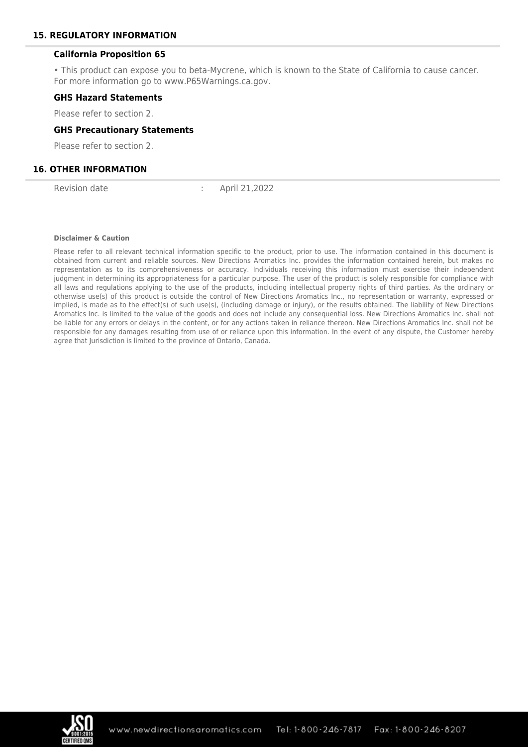## 15. REGULATORY INFORMATION

### California Proposition 65

• This product can expose you to beta-Mycrene, which is known to the State of California to cause cancer. For more information go to www.P65Warnings.ca.gov.

### GHS Hazard Statements

Please refer to section 2.

### GHS Precautionary Statements

Please refer to section 2.

## 16. OTHER INFORMATION

Revision date : April 21,2022

**Disclaimer & Caution**

Please refer to all relevant technical information specific to the product, prior to use. The information contained in this document is obtained from current and reliable sources. New Directions Aromatics Inc. provides the information contained herein, but makes no representation as to its comprehensiveness or accuracy. Individuals receiving this information must exercise their independent judgment in determining its appropriateness for a particular purpose. The user of the product is solely responsible for compliance with all laws and regulations applying to the use of the products, including intellectual property rights of third parties. As the ordinary or otherwise use(s) of this product is outside the control of New Directions Aromatics Inc., no representation or warranty, expressed or implied, is made as to the effect(s) of such use(s), (including damage or injury), or the results obtained. The liability of New Directions Aromatics Inc. is limited to the value of the goods and does not include any consequential loss. New Directions Aromatics Inc. shall not be liable for any errors or delays in the content, or for any actions taken in reliance thereon. New Directions Aromatics Inc. shall not be responsible for any damages resulting from use of or reliance upon this information. In the event of any dispute, the Customer hereby agree that Jurisdiction is limited to the province of Ontario, Canada.